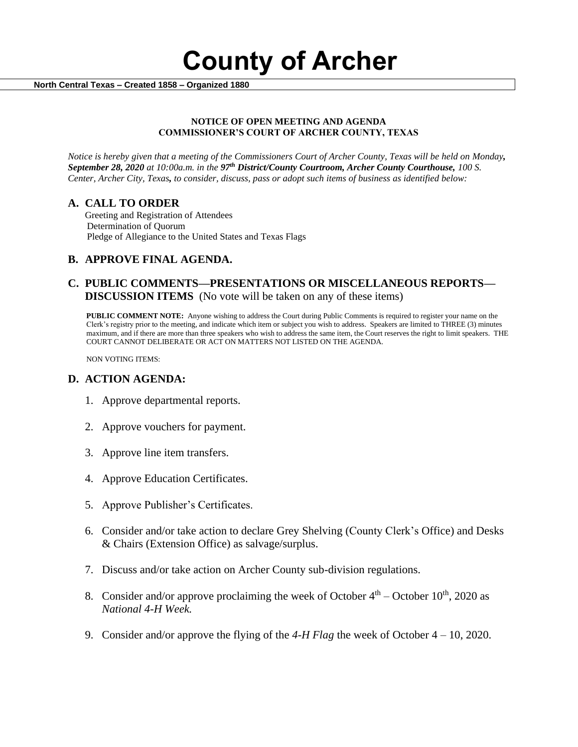# County of Archer

**North Central Texas – Created 1858 – Organized 1880**

**NOTICE OF OPEN MEETING AND AGENDA**
**COMMISSIONER'S COURT OF ARCHER COUNTY, TEXAS**

*Notice is hereby given that a meeting of the Commissioners Court of Archer County, Texas will be held on Monday, **September 28, 2020** at 10:00a.m. in the **97th District/County Courtroom, Archer County Courthouse,** 100 S. Center, Archer City, Texas, to consider, discuss, pass or adopt such items of business as identified below:*

## A. CALL TO ORDER

Greeting and Registration of Attendees
Determination of Quorum
Pledge of Allegiance to the United States and Texas Flags

## B. APPROVE FINAL AGENDA.

## C. PUBLIC COMMENTS—PRESENTATIONS OR MISCELLANEOUS REPORTS—DISCUSSION ITEMS (No vote will be taken on any of these items)

**PUBLIC COMMENT NOTE:** Anyone wishing to address the Court during Public Comments is required to register your name on the Clerk's registry prior to the meeting, and indicate which item or subject you wish to address. Speakers are limited to THREE (3) minutes maximum, and if there are more than three speakers who wish to address the same item, the Court reserves the right to limit speakers. THE COURT CANNOT DELIBERATE OR ACT ON MATTERS NOT LISTED ON THE AGENDA.

NON VOTING ITEMS:

## D. ACTION AGENDA:

1. Approve departmental reports.
2. Approve vouchers for payment.
3. Approve line item transfers.
4. Approve Education Certificates.
5. Approve Publisher's Certificates.
6. Consider and/or take action to declare Grey Shelving (County Clerk's Office) and Desks & Chairs (Extension Office) as salvage/surplus.
7. Discuss and/or take action on Archer County sub-division regulations.
8. Consider and/or approve proclaiming the week of October 4th – October 10th, 2020 as *National 4-H Week.*
9. Consider and/or approve the flying of the *4-H Flag* the week of October 4 – 10, 2020.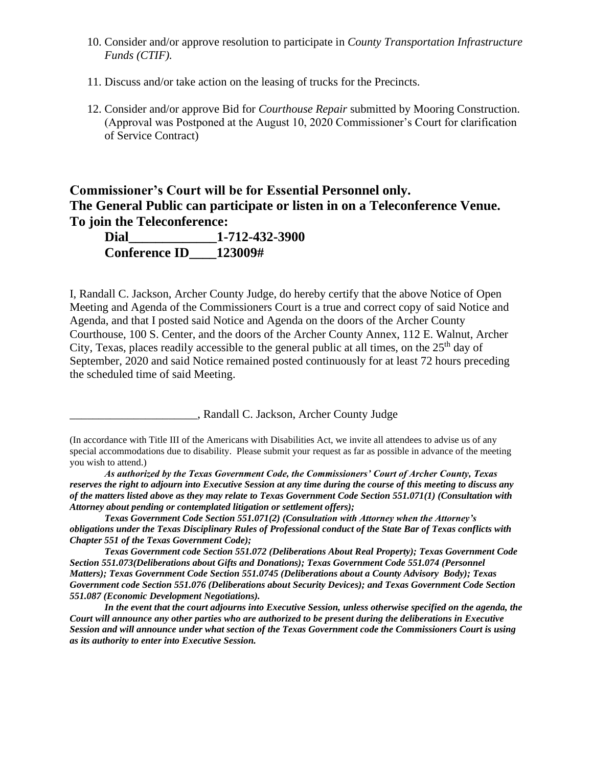10. Consider and/or approve resolution to participate in *County Transportation Infrastructure Funds (CTIF).*

11. Discuss and/or take action on the leasing of trucks for the Precincts.

12. Consider and/or approve Bid for *Courthouse Repair* submitted by Mooring Construction. (Approval was Postponed at the August 10, 2020 Commissioner's Court for clarification of Service Contract)

**Commissioner's Court will be for Essential Personnel only.**
**The General Public can participate or listen in on a Teleconference Venue.**
**To join the Teleconference:**

**Dial_____________1-712-432-3900**
**Conference ID____123009#**

I, Randall C. Jackson, Archer County Judge, do hereby certify that the above Notice of Open Meeting and Agenda of the Commissioners Court is a true and correct copy of said Notice and Agenda, and that I posted said Notice and Agenda on the doors of the Archer County Courthouse, 100 S. Center, and the doors of the Archer County Annex, 112 E. Walnut, Archer City, Texas, places readily accessible to the general public at all times, on the 25th day of September, 2020 and said Notice remained posted continuously for at least 72 hours preceding the scheduled time of said Meeting.

______________________, Randall C. Jackson, Archer County Judge

(In accordance with Title III of the Americans with Disabilities Act, we invite all attendees to advise us of any special accommodations due to disability. Please submit your request as far as possible in advance of the meeting you wish to attend.)

***As authorized by the Texas Government Code, the Commissioners' Court of Archer County, Texas reserves the right to adjourn into Executive Session at any time during the course of this meeting to discuss any of the matters listed above as they may relate to Texas Government Code Section 551.071(1) (Consultation with Attorney about pending or contemplated litigation or settlement offers);***

***Texas Government Code Section 551.071(2) (Consultation with Attorney when the Attorney's obligations under the Texas Disciplinary Rules of Professional conduct of the State Bar of Texas conflicts with Chapter 551 of the Texas Government Code);***

***Texas Government code Section 551.072 (Deliberations About Real Property); Texas Government Code Section 551.073(Deliberations about Gifts and Donations); Texas Government Code 551.074 (Personnel Matters); Texas Government Code Section 551.0745 (Deliberations about a County Advisory Body); Texas Government code Section 551.076 (Deliberations about Security Devices); and Texas Government Code Section 551.087 (Economic Development Negotiations).***

***In the event that the court adjourns into Executive Session, unless otherwise specified on the agenda, the Court will announce any other parties who are authorized to be present during the deliberations in Executive Session and will announce under what section of the Texas Government code the Commissioners Court is using as its authority to enter into Executive Session.***